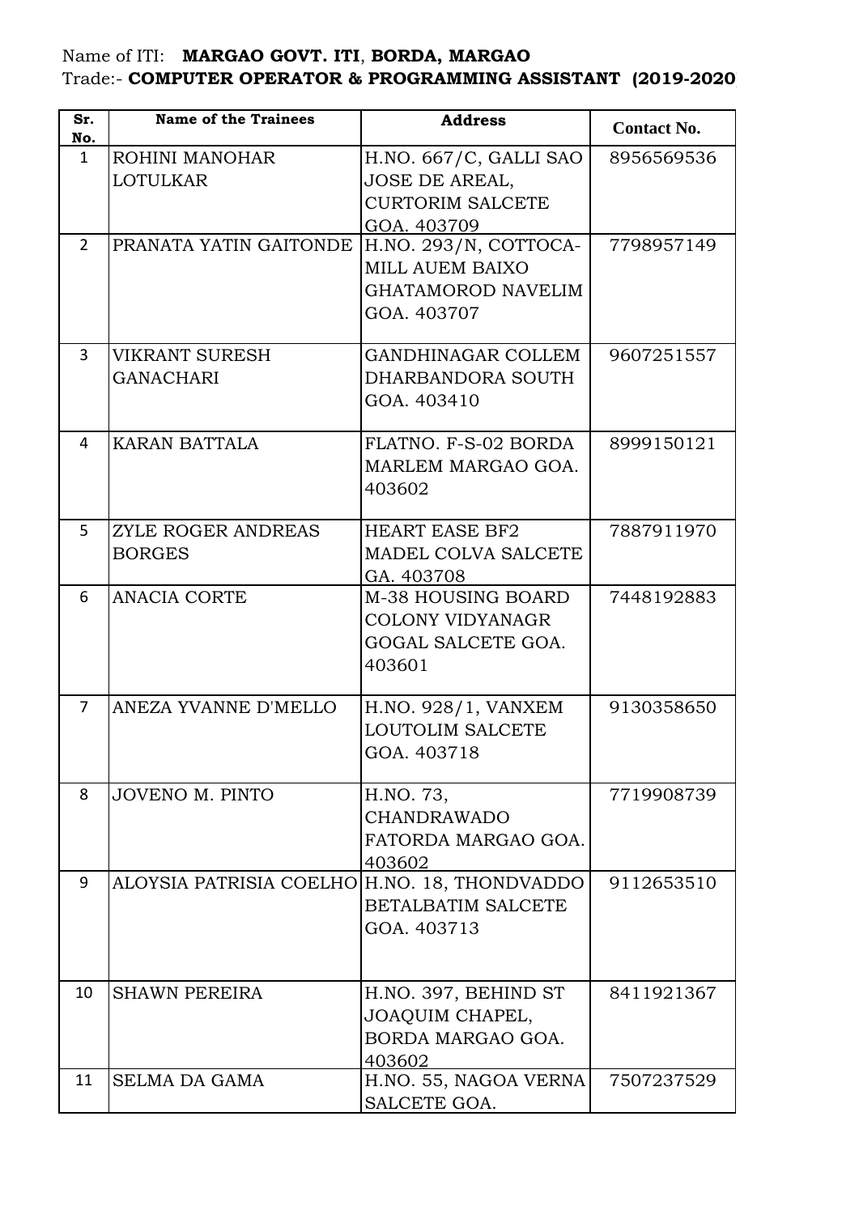Name of ITI: **MARGAO GOVT. ITI**, **BORDA, MARGAO**
Trade:- **COMPUTER OPERATOR & PROGRAMMING ASSISTANT (2019-2020**

| Sr. No. | Name of the Trainees | Address | Contact No. |
|---|---|---|---|
| 1 | ROHINI MANOHAR LOTULKAR | H.NO. 667/C, GALLI SAO JOSE DE AREAL, CURTORIM SALCETE GOA. 403709 | 8956569536 |
| 2 | PRANATA YATIN GAITONDE | H.NO. 293/N, COTTOCA-MILL AUEM BAIXO GHATAMOROD NAVELIM GOA. 403707 | 7798957149 |
| 3 | VIKRANT SURESH GANACHARI | GANDHINAGAR COLLEM DHARBANDORA SOUTH GOA. 403410 | 9607251557 |
| 4 | KARAN BATTALA | FLATNO. F-S-02 BORDA MARLEM MARGAO GOA. 403602 | 8999150121 |
| 5 | ZYLE ROGER ANDREAS BORGES | HEART EASE BF2 MADEL COLVA SALCETE GA. 403708 | 7887911970 |
| 6 | ANACIA CORTE | M-38 HOUSING BOARD COLONY VIDYANAGR GOGAL SALCETE GOA. 403601 | 7448192883 |
| 7 | ANEZA YVANNE D'MELLO | H.NO. 928/1, VANXEM LOUTOLIM SALCETE GOA. 403718 | 9130358650 |
| 8 | JOVENO M. PINTO | H.NO. 73, CHANDRAWADO FATORDA MARGAO GOA. 403602 | 7719908739 |
| 9 | ALOYSIA PATRISIA COELHO | H.NO. 18, THONDVADDO BETALBATIM SALCETE GOA. 403713 | 9112653510 |
| 10 | SHAWN PEREIRA | H.NO. 397, BEHIND ST JOAQUIM CHAPEL, BORDA MARGAO GOA. 403602 | 8411921367 |
| 11 | SELMA DA GAMA | H.NO. 55, NAGOA VERNA SALCETE GOA. | 7507237529 |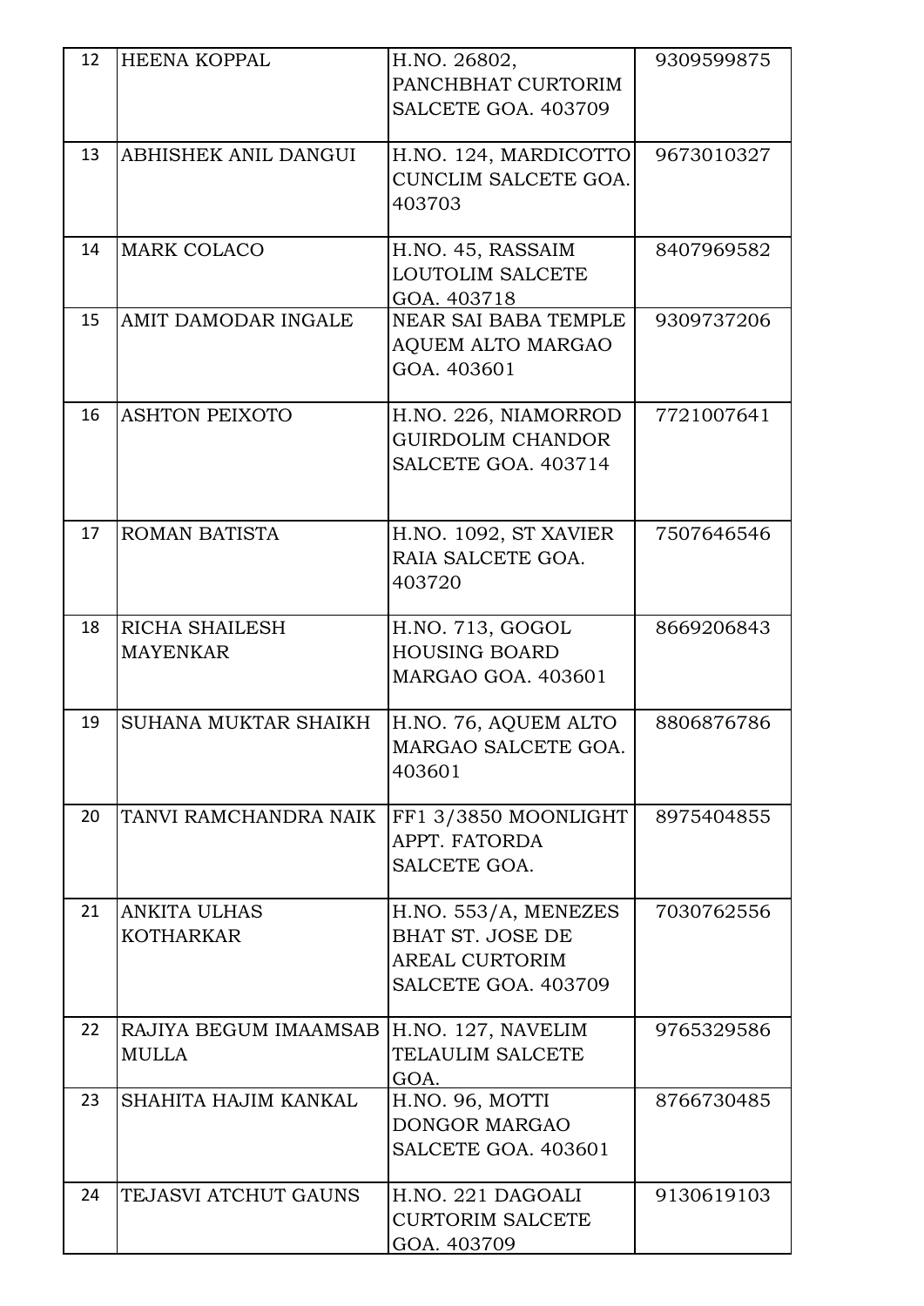| 12 | HEENA KOPPAL | H.NO. 26802, PANCHBHAT CURTORIM SALCETE GOA. 403709 | 9309599875 |
|---|---|---|---|
| 13 | ABHISHEK ANIL DANGUI | H.NO. 124, MARDICOTTO CUNCLIM SALCETE GOA. 403703 | 9673010327 |
| 14 | MARK COLACO | H.NO. 45, RASSAIM LOUTOLIM SALCETE GOA. 403718 | 8407969582 |
| 15 | AMIT DAMODAR INGALE | NEAR SAI BABA TEMPLE AQUEM ALTO MARGAO GOA. 403601 | 9309737206 |
| 16 | ASHTON PEIXOTO | H.NO. 226, NIAMORROD GUIRDOLIM CHANDOR SALCETE GOA. 403714 | 7721007641 |
| 17 | ROMAN BATISTA | H.NO. 1092, ST XAVIER RAIA SALCETE GOA. 403720 | 7507646546 |
| 18 | RICHA SHAILESH MAYENKAR | H.NO. 713, GOGOL HOUSING BOARD MARGAO GOA. 403601 | 8669206843 |
| 19 | SUHANA MUKTAR SHAIKH | H.NO. 76, AQUEM ALTO MARGAO SALCETE GOA. 403601 | 8806876786 |
| 20 | TANVI RAMCHANDRA NAIK | FF1 3/3850 MOONLIGHT APPT. FATORDA SALCETE GOA. | 8975404855 |
| 21 | ANKITA ULHAS KOTHARKAR | H.NO. 553/A, MENEZES BHAT ST. JOSE DE AREAL CURTORIM SALCETE GOA. 403709 | 7030762556 |
| 22 | RAJIYA BEGUM IMAAMSAB MULLA | H.NO. 127, NAVELIM TELAULIM SALCETE GOA. | 9765329586 |
| 23 | SHAHITA HAJIM KANKAL | H.NO. 96, MOTTI DONGOR MARGAO SALCETE GOA. 403601 | 8766730485 |
| 24 | TEJASVI ATCHUT GAUNS | H.NO. 221 DAGOALI CURTORIM SALCETE GOA. 403709 | 9130619103 |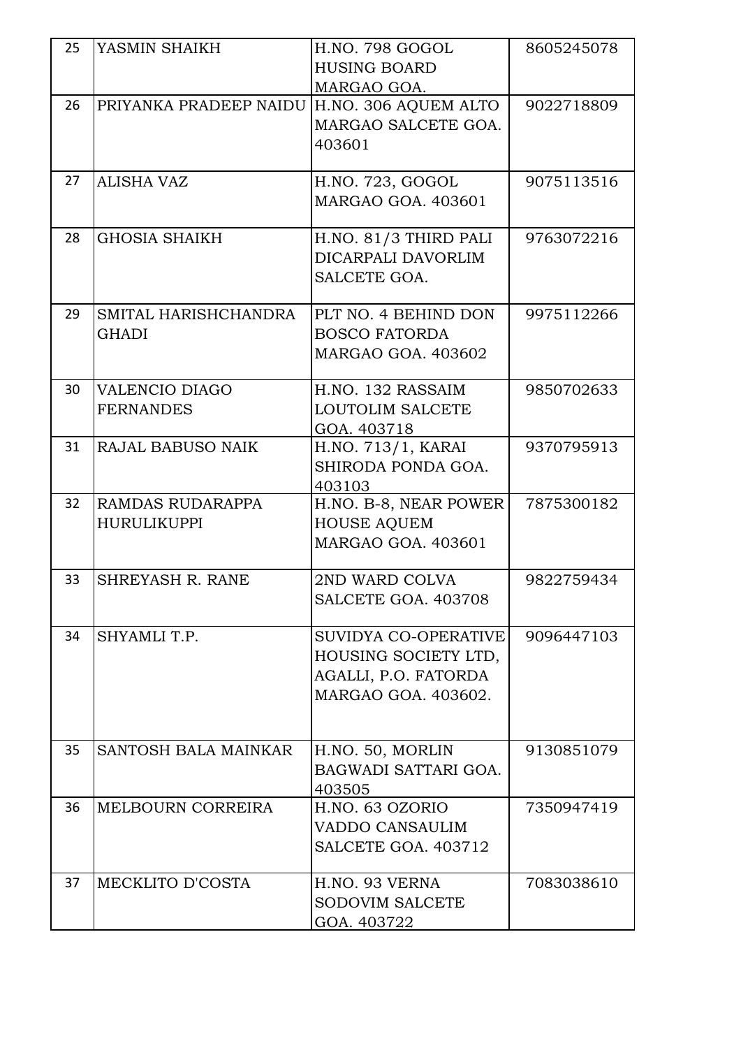| 25 | YASMIN SHAIKH | H.NO. 798 GOGOL HUSING BOARD MARGAO GOA. | 8605245078 |
|---|---|---|---|
| 26 | PRIYANKA PRADEEP NAIDU | H.NO. 306 AQUEM ALTO MARGAO SALCETE GOA. 403601 | 9022718809 |
| 27 | ALISHA VAZ | H.NO. 723, GOGOL MARGAO GOA. 403601 | 9075113516 |
| 28 | GHOSIA SHAIKH | H.NO. 81/3 THIRD PALI DICARPALI DAVORLIM SALCETE GOA. | 9763072216 |
| 29 | SMITAL HARISHCHANDRA GHADI | PLT NO. 4 BEHIND DON BOSCO FATORDA MARGAO GOA. 403602 | 9975112266 |
| 30 | VALENCIO DIAGO FERNANDES | H.NO. 132 RASSAIM LOUTOLIM SALCETE GOA. 403718 | 9850702633 |
| 31 | RAJAL BABUSO NAIK | H.NO. 713/1, KARAI SHIRODA PONDA GOA. 403103 | 9370795913 |
| 32 | RAMDAS RUDARAPPA HURULIKUPPI | H.NO. B-8, NEAR POWER HOUSE AQUEM MARGAO GOA. 403601 | 7875300182 |
| 33 | SHREYASH R. RANE | 2ND WARD COLVA SALCETE GOA. 403708 | 9822759434 |
| 34 | SHYAMLI T.P. | SUVIDYA CO-OPERATIVE HOUSING SOCIETY LTD, AGALLI, P.O. FATORDA MARGAO GOA. 403602. | 9096447103 |
| 35 | SANTOSH BALA MAINKAR | H.NO. 50, MORLIN BAGWADI SATTARI GOA. 403505 | 9130851079 |
| 36 | MELBOURN CORREIRA | H.NO. 63 OZORIO VADDO CANSAULIM SALCETE GOA. 403712 | 7350947419 |
| 37 | MECKLITO D'COSTA | H.NO. 93 VERNA SODOVIM SALCETE GOA. 403722 | 7083038610 |